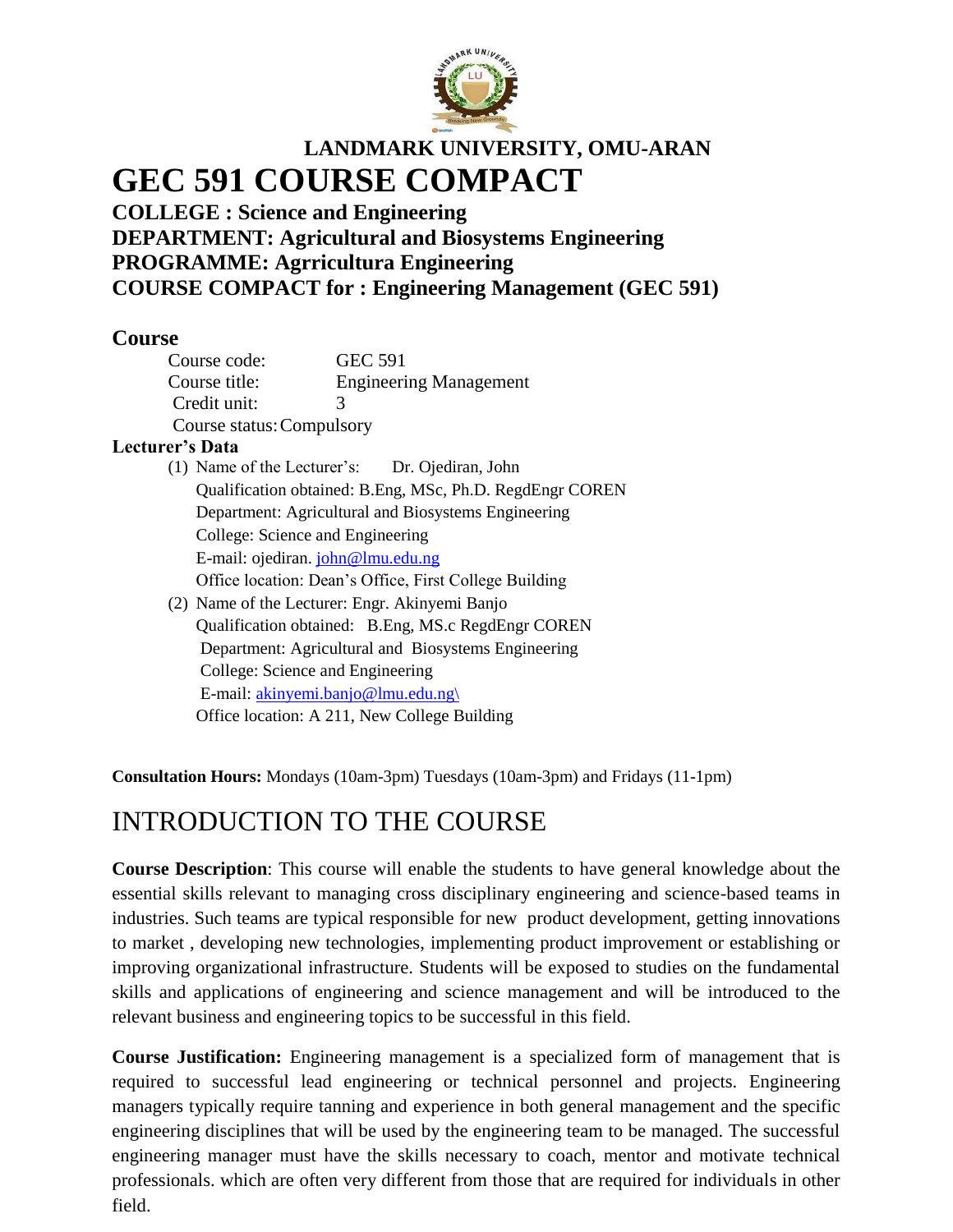**LANDMARK UNIVERSITY, OMU-ARAN**

# GEC 591 COURSE COMPACT

**COLLEGE : Science and Engineering**
**DEPARTMENT: Agricultural and Biosystems Engineering**
**PROGRAMME: Agrricultura Engineering**
**COURSE COMPACT for : Engineering Management (GEC 591)**

## Course

Course code: GEC 591
Course title: Engineering Management
Credit unit: 3
Course status: Compulsory

**Lecturer's Data**

(1) Name of the Lecturer's: Dr. Ojediran, John
Qualification obtained: B.Eng, MSc, Ph.D. RegdEngr COREN
Department: Agricultural and Biosystems Engineering
College: Science and Engineering
E-mail: ojediran. john@lmu.edu.ng
Office location: Dean's Office, First College Building

(2) Name of the Lecturer: Engr. Akinyemi Banjo
Qualification obtained: B.Eng, MS.c RegdEngr COREN
Department: Agricultural and Biosystems Engineering
College: Science and Engineering
E-mail: akinyemi.banjo@lmu.edu.ng\
Office location: A 211, New College Building

**Consultation Hours:** Mondays (10am-3pm) Tuesdays (10am-3pm) and Fridays (11-1pm)

# INTRODUCTION TO THE COURSE

**Course Description**: This course will enable the students to have general knowledge about the essential skills relevant to managing cross disciplinary engineering and science-based teams in industries. Such teams are typical responsible for new product development, getting innovations to market , developing new technologies, implementing product improvement or establishing or improving organizational infrastructure. Students will be exposed to studies on the fundamental skills and applications of engineering and science management and will be introduced to the relevant business and engineering topics to be successful in this field.

**Course Justification:** Engineering management is a specialized form of management that is required to successful lead engineering or technical personnel and projects. Engineering managers typically require tanning and experience in both general management and the specific engineering disciplines that will be used by the engineering team to be managed. The successful engineering manager must have the skills necessary to coach, mentor and motivate technical professionals. which are often very different from those that are required for individuals in other field.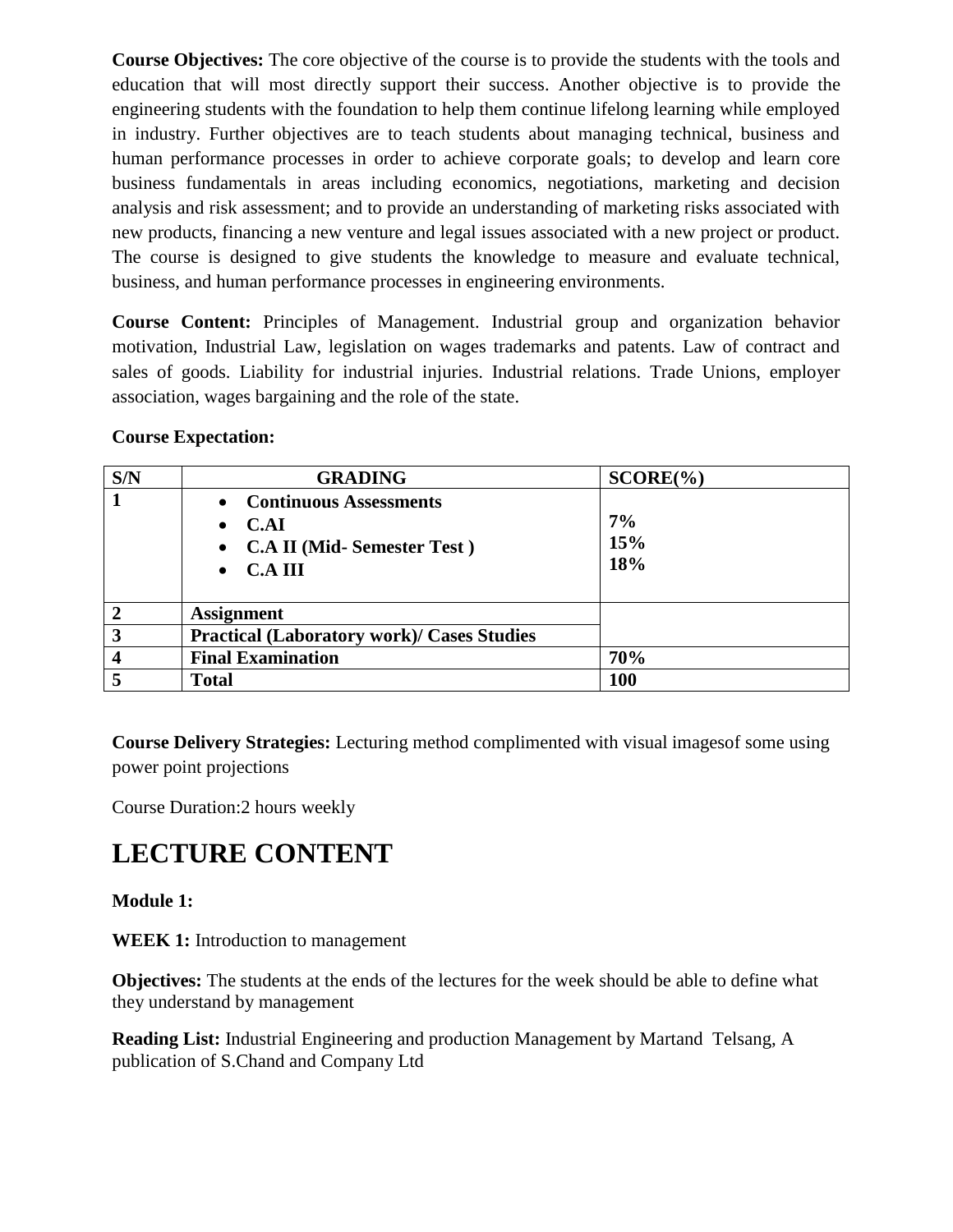**Course Objectives:** The core objective of the course is to provide the students with the tools and education that will most directly support their success. Another objective is to provide the engineering students with the foundation to help them continue lifelong learning while employed in industry. Further objectives are to teach students about managing technical, business and human performance processes in order to achieve corporate goals; to develop and learn core business fundamentals in areas including economics, negotiations, marketing and decision analysis and risk assessment; and to provide an understanding of marketing risks associated with new products, financing a new venture and legal issues associated with a new project or product. The course is designed to give students the knowledge to measure and evaluate technical, business, and human performance processes in engineering environments.

**Course Content:** Principles of Management. Industrial group and organization behavior motivation, Industrial Law, legislation on wages trademarks and patents. Law of contract and sales of goods. Liability for industrial injuries. Industrial relations. Trade Unions, employer association, wages bargaining and the role of the state.

**Course Expectation:**

| S/N | GRADING | SCORE(%) |
|---|---|---|
| 1 | • Continuous Assessments<br>• C.AI<br>• C.A II (Mid- Semester Test )<br>• C.A III | <br>7%<br>15%<br>18% |
| 2 | Assignment | |
| 3 | Practical (Laboratory work)/ Cases Studies | |
| 4 | Final Examination | 70% |
| 5 | Total | 100 |

**Course Delivery Strategies:** Lecturing method complimented with visual imagesof some using power point projections

Course Duration:2 hours weekly

# LECTURE CONTENT

**Module 1:**

**WEEK 1:** Introduction to management

**Objectives:** The students at the ends of the lectures for the week should be able to define what they understand by management

**Reading List:** Industrial Engineering and production Management by Martand Telsang, A publication of S.Chand and Company Ltd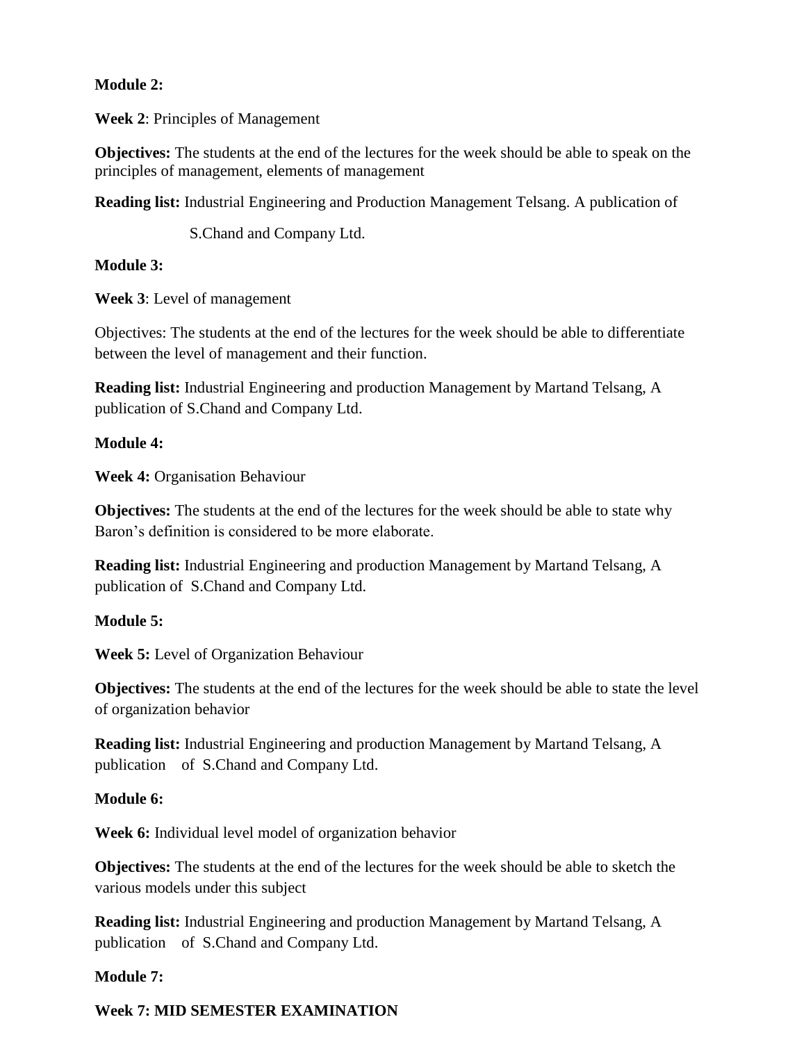**Module 2:**

**Week 2**: Principles of Management

**Objectives:** The students at the end of the lectures for the week should be able to speak on the principles of management, elements of management

**Reading list:** Industrial Engineering and Production Management Telsang. A publication of

S.Chand and Company Ltd.

**Module 3:**

**Week 3**: Level of management

Objectives: The students at the end of the lectures for the week should be able to differentiate between the level of management and their function.

**Reading list:** Industrial Engineering and production Management by Martand Telsang, A publication of S.Chand and Company Ltd.

**Module 4:**

**Week 4:** Organisation Behaviour

**Objectives:** The students at the end of the lectures for the week should be able to state why Baron's definition is considered to be more elaborate.

**Reading list:** Industrial Engineering and production Management by Martand Telsang, A publication of S.Chand and Company Ltd.

**Module 5:**

**Week 5:** Level of Organization Behaviour

**Objectives:** The students at the end of the lectures for the week should be able to state the level of organization behavior

**Reading list:** Industrial Engineering and production Management by Martand Telsang, A publication of S.Chand and Company Ltd.

**Module 6:**

**Week 6:** Individual level model of organization behavior

**Objectives:** The students at the end of the lectures for the week should be able to sketch the various models under this subject

**Reading list:** Industrial Engineering and production Management by Martand Telsang, A publication of S.Chand and Company Ltd.

**Module 7:**

**Week 7: MID SEMESTER EXAMINATION**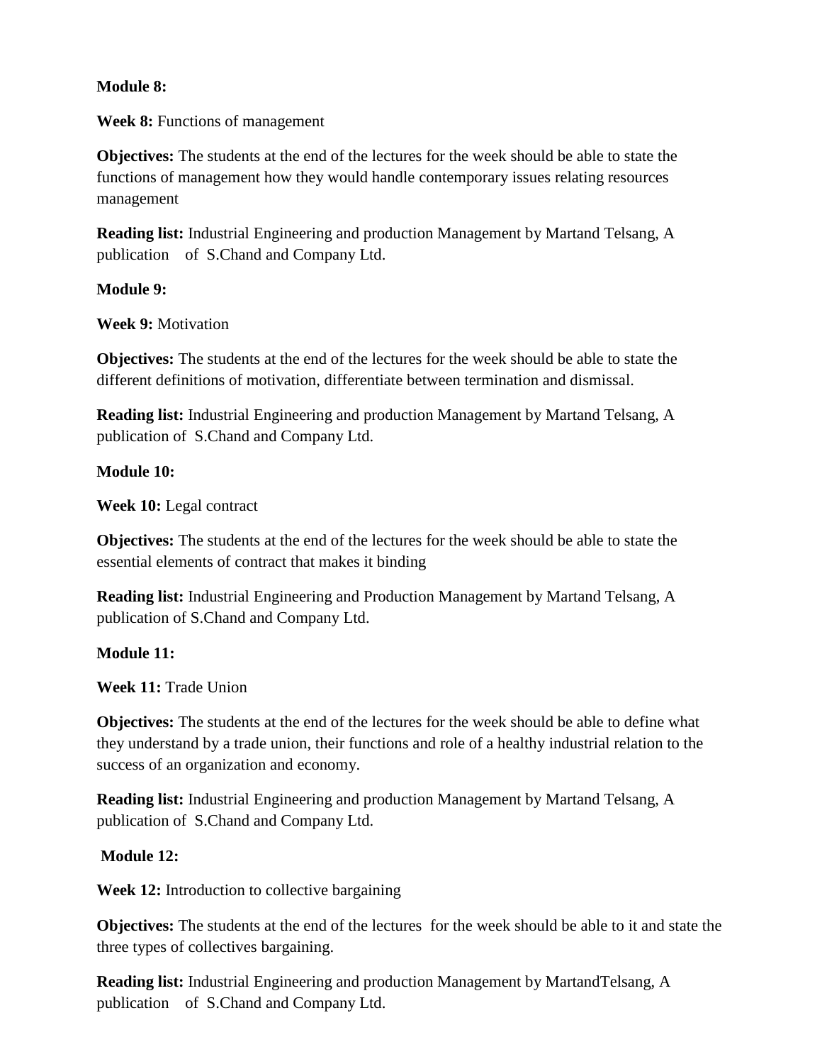**Module 8:**

**Week 8:** Functions of management

**Objectives:** The students at the end of the lectures for the week should be able to state the functions of management how they would handle contemporary issues relating resources management

**Reading list:** Industrial Engineering and production Management by Martand Telsang, A publication of S.Chand and Company Ltd.

**Module 9:**

**Week 9:** Motivation

**Objectives:** The students at the end of the lectures for the week should be able to state the different definitions of motivation, differentiate between termination and dismissal.

**Reading list:** Industrial Engineering and production Management by Martand Telsang, A publication of S.Chand and Company Ltd.

**Module 10:**

**Week 10:** Legal contract

**Objectives:** The students at the end of the lectures for the week should be able to state the essential elements of contract that makes it binding

**Reading list:** Industrial Engineering and Production Management by Martand Telsang, A publication of S.Chand and Company Ltd.

**Module 11:**

**Week 11:** Trade Union

**Objectives:** The students at the end of the lectures for the week should be able to define what they understand by a trade union, their functions and role of a healthy industrial relation to the success of an organization and economy.

**Reading list:** Industrial Engineering and production Management by Martand Telsang, A publication of S.Chand and Company Ltd.

**Module 12:**

**Week 12:** Introduction to collective bargaining

**Objectives:** The students at the end of the lectures for the week should be able to it and state the three types of collectives bargaining.

**Reading list:** Industrial Engineering and production Management by MartandTelsang, A publication of S.Chand and Company Ltd.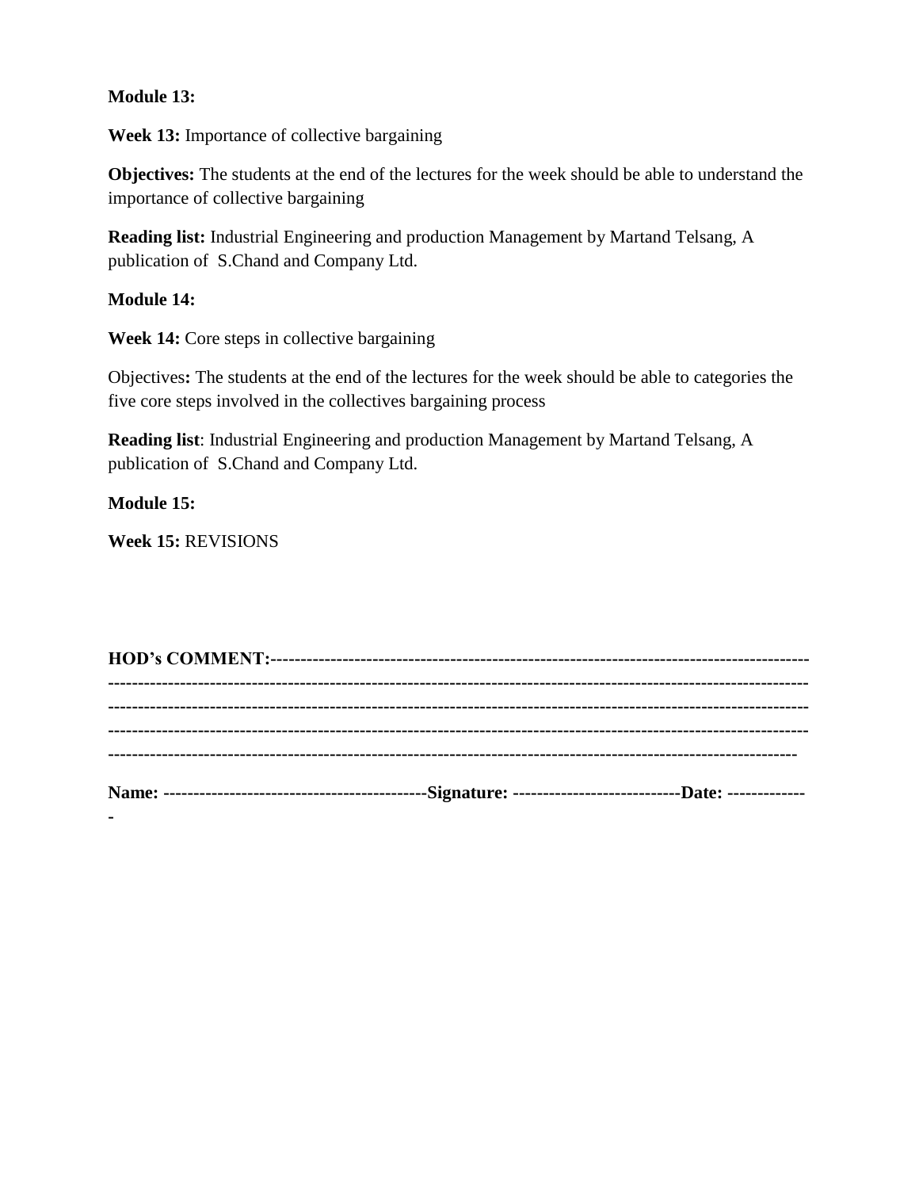**Module 13:**

**Week 13:** Importance of collective bargaining

**Objectives:** The students at the end of the lectures for the week should be able to understand the importance of collective bargaining

**Reading list:** Industrial Engineering and production Management by Martand Telsang, A publication of S.Chand and Company Ltd.

**Module 14:**

**Week 14:** Core steps in collective bargaining

Objectives**:** The students at the end of the lectures for the week should be able to categories the five core steps involved in the collectives bargaining process

**Reading list**: Industrial Engineering and production Management by Martand Telsang, A publication of S.Chand and Company Ltd.

**Module 15:**

**Week 15:** REVISIONS

**HOD's COMMENT:-----------------------------------------------------------------------------------------**
**-------------------------------------------------------------------------------------------------------------------**
**-------------------------------------------------------------------------------------------------------------------**
**-------------------------------------------------------------------------------------------------------------------**
**-----------------------------------------------------------------------------------------------------------------**

**Name: --------------------------------------------Signature: ----------------------------Date: -------------**
**-**